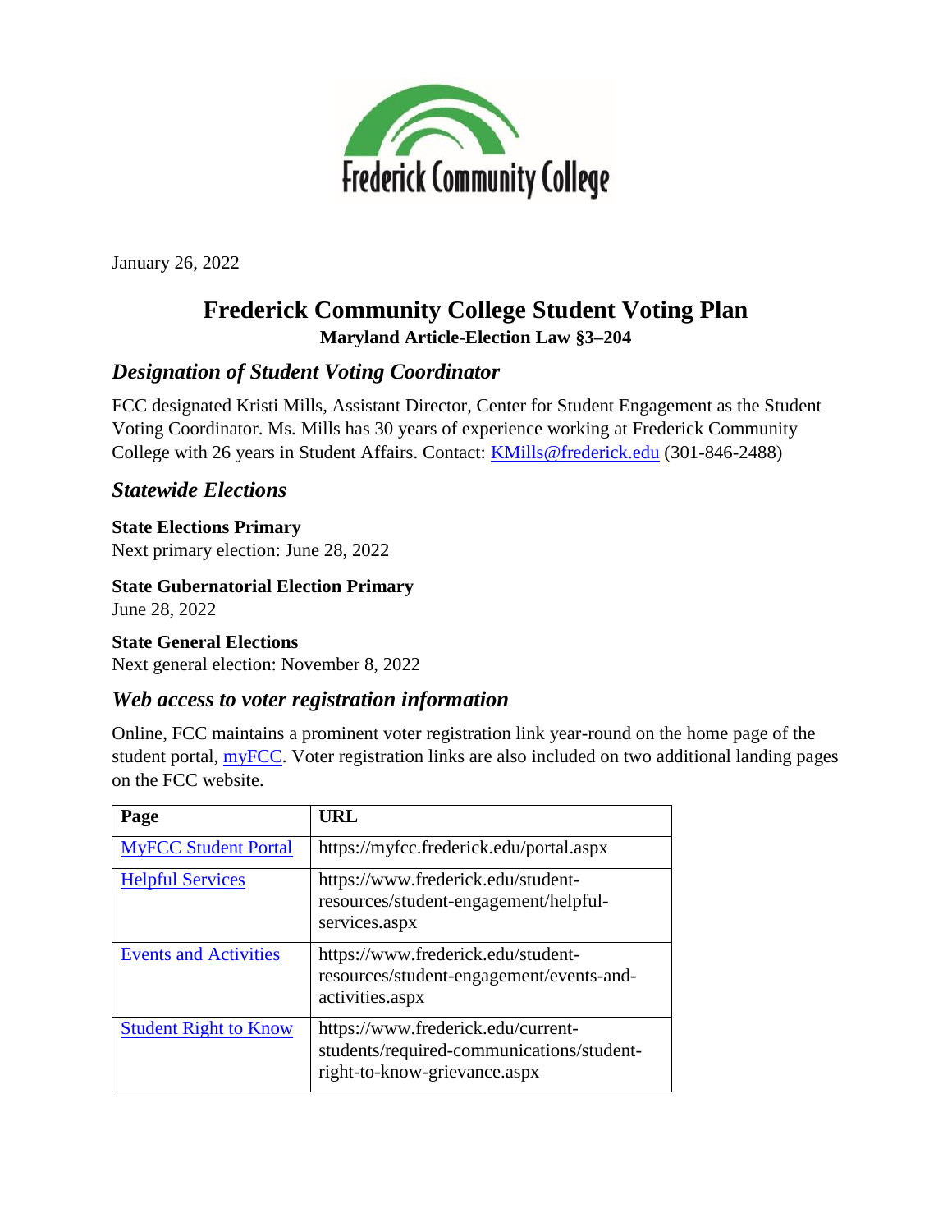Frederick Community College

January 26, 2022

# Frederick Community College Student Voting Plan

**Maryland Article-Election Law §3–204**

## *Designation of Student Voting Coordinator*

FCC designated Kristi Mills, Assistant Director, Center for Student Engagement as the Student Voting Coordinator. Ms. Mills has 30 years of experience working at Frederick Community College with 26 years in Student Affairs. Contact: KMills@frederick.edu (301-846-2488)

## *Statewide Elections*

**State Elections Primary**
Next primary election: June 28, 2022

**State Gubernatorial Election Primary**
June 28, 2022

**State General Elections**
Next general election: November 8, 2022

## *Web access to voter registration information*

Online, FCC maintains a prominent voter registration link year-round on the home page of the student portal, myFCC. Voter registration links are also included on two additional landing pages on the FCC website.

| Page | URL |
| --- | --- |
| MyFCC Student Portal | https://myfcc.frederick.edu/portal.aspx |
| Helpful Services | https://www.frederick.edu/student-resources/student-engagement/helpful-services.aspx |
| Events and Activities | https://www.frederick.edu/student-resources/student-engagement/events-and-activities.aspx |
| Student Right to Know | https://www.frederick.edu/current-students/required-communications/student-right-to-know-grievance.aspx |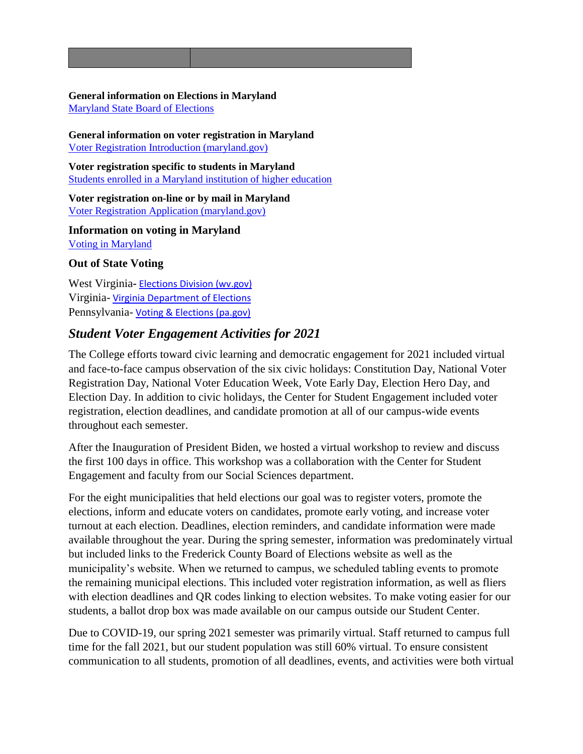| | |
|---|---|

**General information on Elections in Maryland**
[Maryland State Board of Elections]

**General information on voter registration in Maryland**
[Voter Registration Introduction (maryland.gov)]

**Voter registration specific to students in Maryland**
[Students enrolled in a Maryland institution of higher education]

**Voter registration on-line or by mail in Maryland**
[Voter Registration Application (maryland.gov)]

**Information on voting in Maryland**
[Voting in Maryland]

**Out of State Voting**

West Virginia- [Elections Division (wv.gov)]
Virginia- [Virginia Department of Elections]
Pennsylvania- [Voting & Elections (pa.gov)]

## *Student Voter Engagement Activities for 2021*

The College efforts toward civic learning and democratic engagement for 2021 included virtual and face-to-face campus observation of the six civic holidays: Constitution Day, National Voter Registration Day, National Voter Education Week, Vote Early Day, Election Hero Day, and Election Day. In addition to civic holidays, the Center for Student Engagement included voter registration, election deadlines, and candidate promotion at all of our campus-wide events throughout each semester.

After the Inauguration of President Biden, we hosted a virtual workshop to review and discuss the first 100 days in office. This workshop was a collaboration with the Center for Student Engagement and faculty from our Social Sciences department.

For the eight municipalities that held elections our goal was to register voters, promote the elections, inform and educate voters on candidates, promote early voting, and increase voter turnout at each election. Deadlines, election reminders, and candidate information were made available throughout the year. During the spring semester, information was predominately virtual but included links to the Frederick County Board of Elections website as well as the municipality's website. When we returned to campus, we scheduled tabling events to promote the remaining municipal elections. This included voter registration information, as well as fliers with election deadlines and QR codes linking to election websites. To make voting easier for our students, a ballot drop box was made available on our campus outside our Student Center.

Due to COVID-19, our spring 2021 semester was primarily virtual. Staff returned to campus full time for the fall 2021, but our student population was still 60% virtual. To ensure consistent communication to all students, promotion of all deadlines, events, and activities were both virtual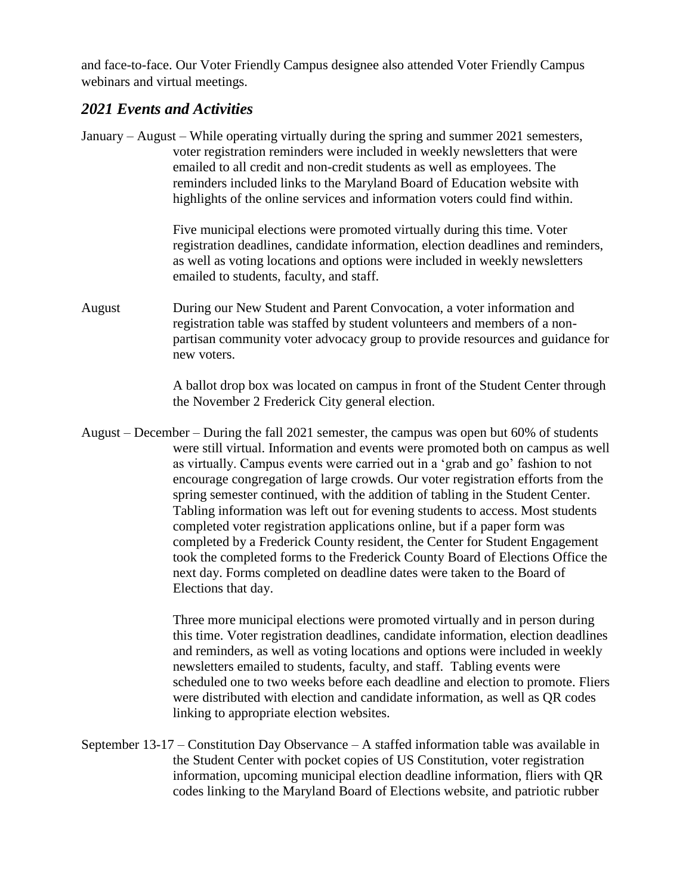and face-to-face. Our Voter Friendly Campus designee also attended Voter Friendly Campus webinars and virtual meetings.

## *2021 Events and Activities*

January – August – While operating virtually during the spring and summer 2021 semesters, voter registration reminders were included in weekly newsletters that were emailed to all credit and non-credit students as well as employees. The reminders included links to the Maryland Board of Education website with highlights of the online services and information voters could find within.

Five municipal elections were promoted virtually during this time. Voter registration deadlines, candidate information, election deadlines and reminders, as well as voting locations and options were included in weekly newsletters emailed to students, faculty, and staff.

August – During our New Student and Parent Convocation, a voter information and registration table was staffed by student volunteers and members of a non-partisan community voter advocacy group to provide resources and guidance for new voters.

A ballot drop box was located on campus in front of the Student Center through the November 2 Frederick City general election.

August – December – During the fall 2021 semester, the campus was open but 60% of students were still virtual. Information and events were promoted both on campus as well as virtually. Campus events were carried out in a 'grab and go' fashion to not encourage congregation of large crowds. Our voter registration efforts from the spring semester continued, with the addition of tabling in the Student Center. Tabling information was left out for evening students to access. Most students completed voter registration applications online, but if a paper form was completed by a Frederick County resident, the Center for Student Engagement took the completed forms to the Frederick County Board of Elections Office the next day. Forms completed on deadline dates were taken to the Board of Elections that day.

Three more municipal elections were promoted virtually and in person during this time. Voter registration deadlines, candidate information, election deadlines and reminders, as well as voting locations and options were included in weekly newsletters emailed to students, faculty, and staff. Tabling events were scheduled one to two weeks before each deadline and election to promote. Fliers were distributed with election and candidate information, as well as QR codes linking to appropriate election websites.

September 13-17 – Constitution Day Observance – A staffed information table was available in the Student Center with pocket copies of US Constitution, voter registration information, upcoming municipal election deadline information, fliers with QR codes linking to the Maryland Board of Elections website, and patriotic rubber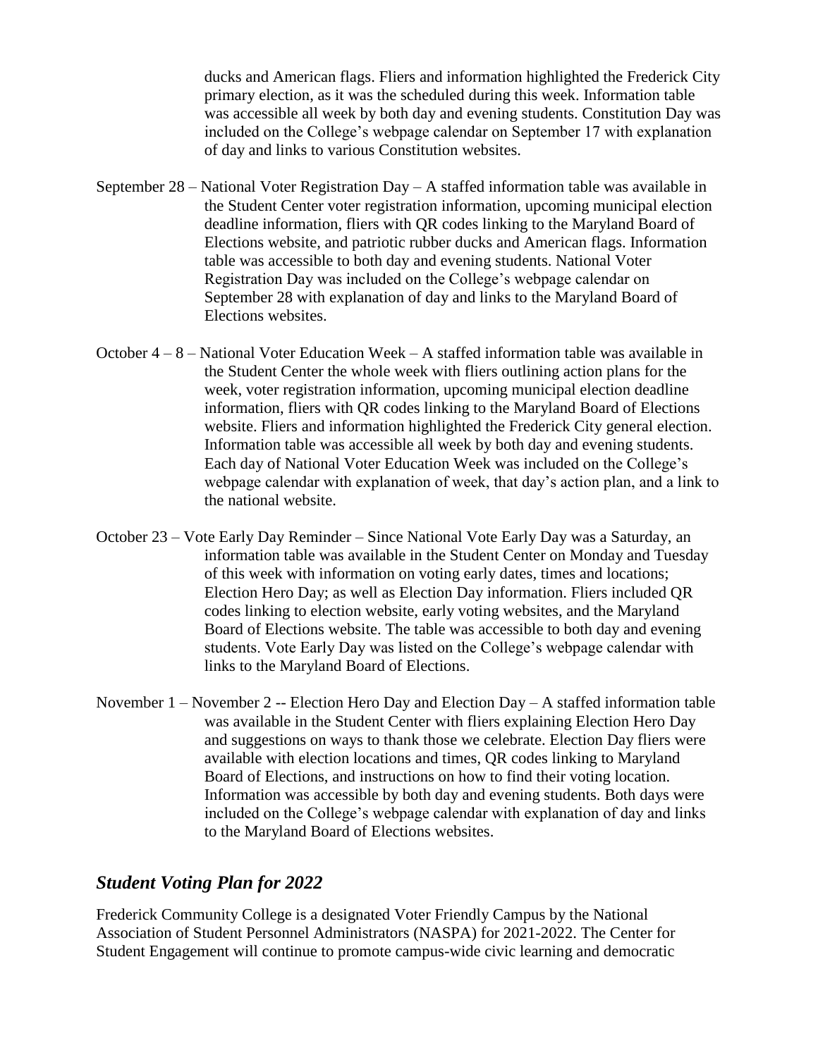ducks and American flags. Fliers and information highlighted the Frederick City primary election, as it was the scheduled during this week. Information table was accessible all week by both day and evening students. Constitution Day was included on the College's webpage calendar on September 17 with explanation of day and links to various Constitution websites.

September 28 – National Voter Registration Day – A staffed information table was available in the Student Center voter registration information, upcoming municipal election deadline information, fliers with QR codes linking to the Maryland Board of Elections website, and patriotic rubber ducks and American flags. Information table was accessible to both day and evening students. National Voter Registration Day was included on the College's webpage calendar on September 28 with explanation of day and links to the Maryland Board of Elections websites.

October 4 – 8 – National Voter Education Week – A staffed information table was available in the Student Center the whole week with fliers outlining action plans for the week, voter registration information, upcoming municipal election deadline information, fliers with QR codes linking to the Maryland Board of Elections website. Fliers and information highlighted the Frederick City general election. Information table was accessible all week by both day and evening students. Each day of National Voter Education Week was included on the College's webpage calendar with explanation of week, that day's action plan, and a link to the national website.

October 23 – Vote Early Day Reminder – Since National Vote Early Day was a Saturday, an information table was available in the Student Center on Monday and Tuesday of this week with information on voting early dates, times and locations; Election Hero Day; as well as Election Day information. Fliers included QR codes linking to election website, early voting websites, and the Maryland Board of Elections website. The table was accessible to both day and evening students. Vote Early Day was listed on the College's webpage calendar with links to the Maryland Board of Elections.

November 1 – November 2 -- Election Hero Day and Election Day – A staffed information table was available in the Student Center with fliers explaining Election Hero Day and suggestions on ways to thank those we celebrate. Election Day fliers were available with election locations and times, QR codes linking to Maryland Board of Elections, and instructions on how to find their voting location. Information was accessible by both day and evening students. Both days were included on the College's webpage calendar with explanation of day and links to the Maryland Board of Elections websites.

## *Student Voting Plan for 2022*

Frederick Community College is a designated Voter Friendly Campus by the National Association of Student Personnel Administrators (NASPA) for 2021-2022. The Center for Student Engagement will continue to promote campus-wide civic learning and democratic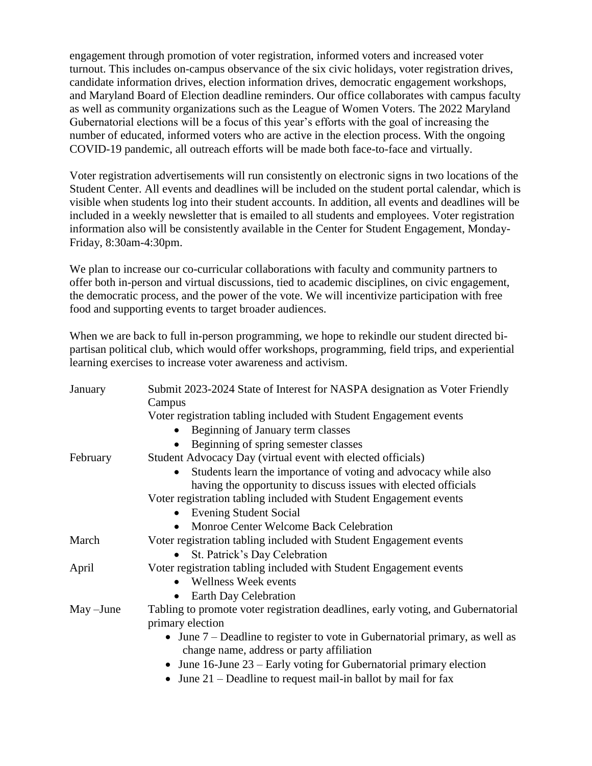engagement through promotion of voter registration, informed voters and increased voter turnout. This includes on-campus observance of the six civic holidays, voter registration drives, candidate information drives, election information drives, democratic engagement workshops, and Maryland Board of Election deadline reminders. Our office collaborates with campus faculty as well as community organizations such as the League of Women Voters. The 2022 Maryland Gubernatorial elections will be a focus of this year's efforts with the goal of increasing the number of educated, informed voters who are active in the election process. With the ongoing COVID-19 pandemic, all outreach efforts will be made both face-to-face and virtually.

Voter registration advertisements will run consistently on electronic signs in two locations of the Student Center. All events and deadlines will be included on the student portal calendar, which is visible when students log into their student accounts. In addition, all events and deadlines will be included in a weekly newsletter that is emailed to all students and employees. Voter registration information also will be consistently available in the Center for Student Engagement, Monday-Friday, 8:30am-4:30pm.

We plan to increase our co-curricular collaborations with faculty and community partners to offer both in-person and virtual discussions, tied to academic disciplines, on civic engagement, the democratic process, and the power of the vote. We will incentivize participation with free food and supporting events to target broader audiences.

When we are back to full in-person programming, we hope to rekindle our student directed bi-partisan political club, which would offer workshops, programming, field trips, and experiential learning exercises to increase voter awareness and activism.

| | |
|---|---|
| January | Submit 2023-2024 State of Interest for NASPA designation as Voter Friendly Campus<br>Voter registration tabling included with Student Engagement events<br>• Beginning of January term classes<br>• Beginning of spring semester classes |
| February | Student Advocacy Day (virtual event with elected officials)<br>• Students learn the importance of voting and advocacy while also having the opportunity to discuss issues with elected officials<br>Voter registration tabling included with Student Engagement events<br>• Evening Student Social<br>• Monroe Center Welcome Back Celebration |
| March | Voter registration tabling included with Student Engagement events<br>• St. Patrick's Day Celebration |
| April | Voter registration tabling included with Student Engagement events<br>• Wellness Week events<br>• Earth Day Celebration |
| May –June | Tabling to promote voter registration deadlines, early voting, and Gubernatorial primary election<br>• June 7 – Deadline to register to vote in Gubernatorial primary, as well as change name, address or party affiliation<br>• June 16-June 23 – Early voting for Gubernatorial primary election<br>• June 21 – Deadline to request mail-in ballot by mail for fax |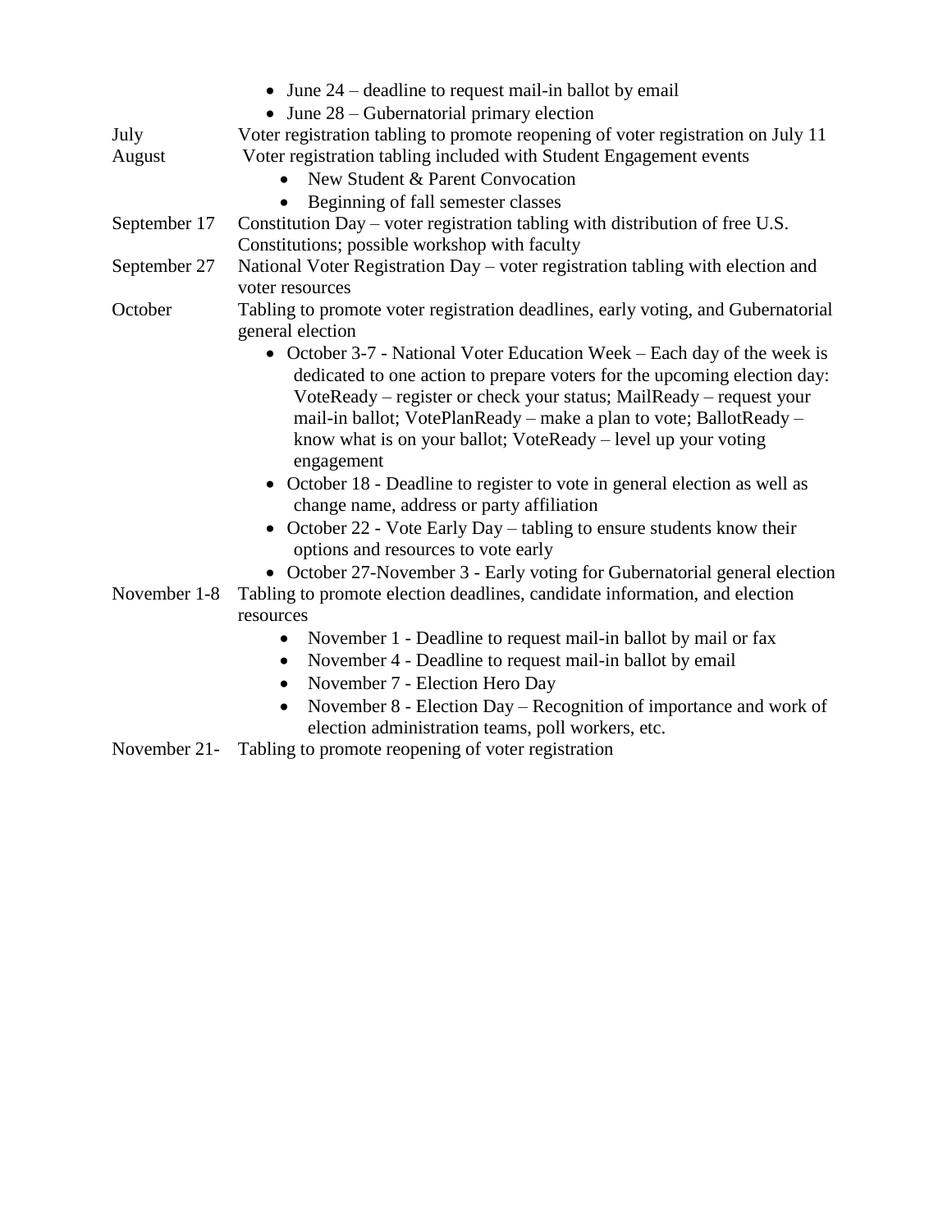- June 24 – deadline to request mail-in ballot by email
- June 28 – Gubernatorial primary election

| | |
|---|---|
| July | Voter registration tabling to promote reopening of voter registration on July 11 |
| August | Voter registration tabling included with Student Engagement events<br>• New Student & Parent Convocation<br>• Beginning of fall semester classes |
| September 17 | Constitution Day – voter registration tabling with distribution of free U.S. Constitutions; possible workshop with faculty |
| September 27 | National Voter Registration Day – voter registration tabling with election and voter resources |
| October | Tabling to promote voter registration deadlines, early voting, and Gubernatorial general election<br>• October 3-7 - National Voter Education Week – Each day of the week is dedicated to one action to prepare voters for the upcoming election day: VoteReady – register or check your status; MailReady – request your mail-in ballot; VotePlanReady – make a plan to vote; BallotReady – know what is on your ballot; VoteReady – level up your voting engagement<br>• October 18 - Deadline to register to vote in general election as well as change name, address or party affiliation<br>• October 22 - Vote Early Day – tabling to ensure students know their options and resources to vote early<br>• October 27-November 3 - Early voting for Gubernatorial general election |
| November 1-8 | Tabling to promote election deadlines, candidate information, and election resources<br>• November 1 - Deadline to request mail-in ballot by mail or fax<br>• November 4 - Deadline to request mail-in ballot by email<br>• November 7 - Election Hero Day<br>• November 8 - Election Day – Recognition of importance and work of election administration teams, poll workers, etc. |
| November 21- | Tabling to promote reopening of voter registration |